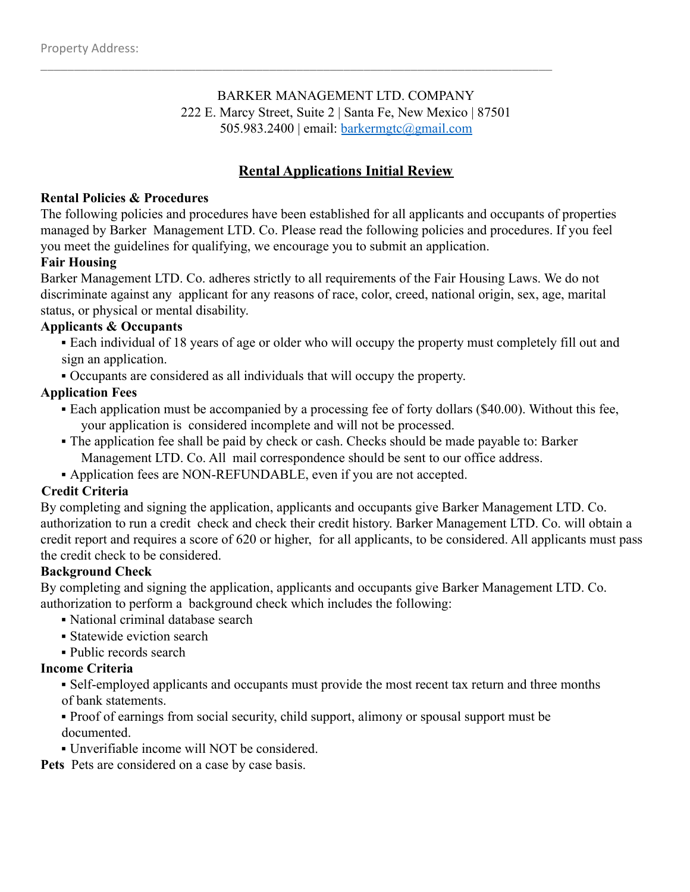Property Address: ___________________________________________________________________________

BARKER MANAGEMENT LTD. COMPANY
222 E. Marcy Street, Suite 2 | Santa Fe, New Mexico | 87501
505.983.2400 | email: barkermgtc@gmail.com

# Rental Applications Initial Review

**Rental Policies & Procedures**

The following policies and procedures have been established for all applicants and occupants of properties managed by Barker Management LTD. Co. Please read the following policies and procedures. If you feel you meet the guidelines for qualifying, we encourage you to submit an application.

**Fair Housing**

Barker Management LTD. Co. adheres strictly to all requirements of the Fair Housing Laws. We do not discriminate against any applicant for any reasons of race, color, creed, national origin, sex, age, marital status, or physical or mental disability.

**Applicants & Occupants**

- Each individual of 18 years of age or older who will occupy the property must completely fill out and sign an application.
- Occupants are considered as all individuals that will occupy the property.

**Application Fees**

- Each application must be accompanied by a processing fee of forty dollars ($40.00). Without this fee, your application is considered incomplete and will not be processed.
- The application fee shall be paid by check or cash. Checks should be made payable to: Barker Management LTD. Co. All mail correspondence should be sent to our office address.
- Application fees are NON-REFUNDABLE, even if you are not accepted.

**Credit Criteria**

By completing and signing the application, applicants and occupants give Barker Management LTD. Co. authorization to run a credit check and check their credit history. Barker Management LTD. Co. will obtain a credit report and requires a score of 620 or higher, for all applicants, to be considered. All applicants must pass the credit check to be considered.

**Background Check**

By completing and signing the application, applicants and occupants give Barker Management LTD. Co. authorization to perform a background check which includes the following:

- National criminal database search
- Statewide eviction search
- Public records search

**Income Criteria**

- Self-employed applicants and occupants must provide the most recent tax return and three months of bank statements.
- Proof of earnings from social security, child support, alimony or spousal support must be documented.
- Unverifiable income will NOT be considered.

**Pets** Pets are considered on a case by case basis.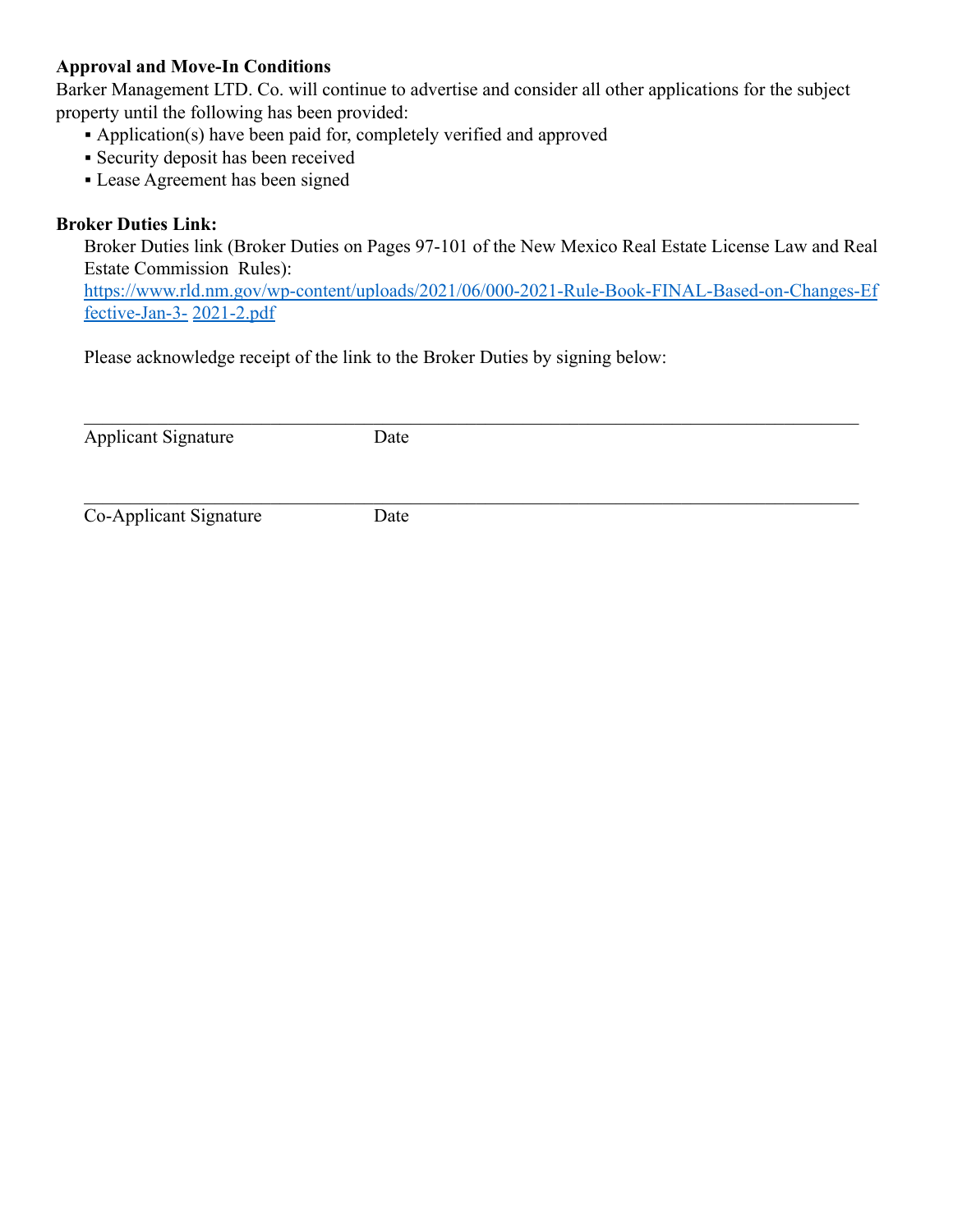**Approval and Move-In Conditions**

Barker Management LTD. Co. will continue to advertise and consider all other applications for the subject property until the following has been provided:

- Application(s) have been paid for, completely verified and approved
- Security deposit has been received
- Lease Agreement has been signed

**Broker Duties Link:**

Broker Duties link (Broker Duties on Pages 97-101 of the New Mexico Real Estate License Law and Real Estate Commission Rules): [https://www.rld.nm.gov/wp-content/uploads/2021/06/000-2021-Rule-Book-FINAL-Based-on-Changes-Effective-Jan-3- 2021-2.pdf](https://www.rld.nm.gov/wp-content/uploads/2021/06/000-2021-Rule-Book-FINAL-Based-on-Changes-Effective-Jan-3-2021-2.pdf)

Please acknowledge receipt of the link to the Broker Duties by signing below:

______________________________________________________________________

Applicant Signature Date

______________________________________________________________________

Co-Applicant Signature Date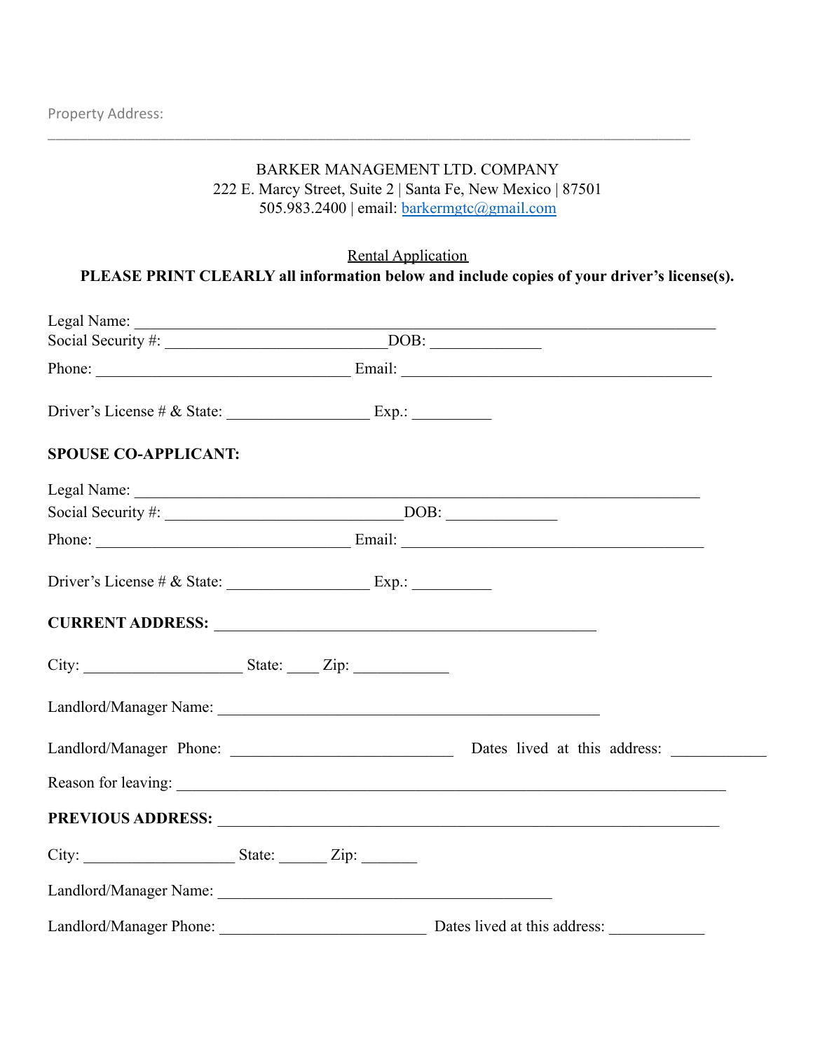Property Address: ___________________________________________________________________________

BARKER MANAGEMENT LTD. COMPANY
222 E. Marcy Street, Suite 2 | Santa Fe, New Mexico | 87501
505.983.2400 | email: barkermgtc@gmail.com

Rental Application

**PLEASE PRINT CLEARLY all information below and include copies of your driver's license(s).**

Legal Name: ____________________________________________________________________

Social Security #: ___________________________ DOB: _____________

Phone: ________________________________ Email: _______________________________________

Driver's License # & State: __________________ Exp.: __________

**SPOUSE CO-APPLICANT:**

Legal Name: ____________________________________________________________________

Social Security #: ______________________________ DOB: ______________

Phone: ________________________________ Email: ______________________________________

Driver's License # & State: __________________ Exp.: __________

**CURRENT ADDRESS:** ________________________________________________

City: ____________________ State: ____ Zip: ____________

Landlord/Manager Name: ________________________________________________

Landlord/Manager Phone: ____________________________ Dates lived at this address: ____________

Reason for leaving: _____________________________________________________________________

**PREVIOUS ADDRESS:** _______________________________________________________________

City: ___________________ State: ______ Zip: _______

Landlord/Manager Name: __________________________________________

Landlord/Manager Phone: __________________________ Dates lived at this address: ____________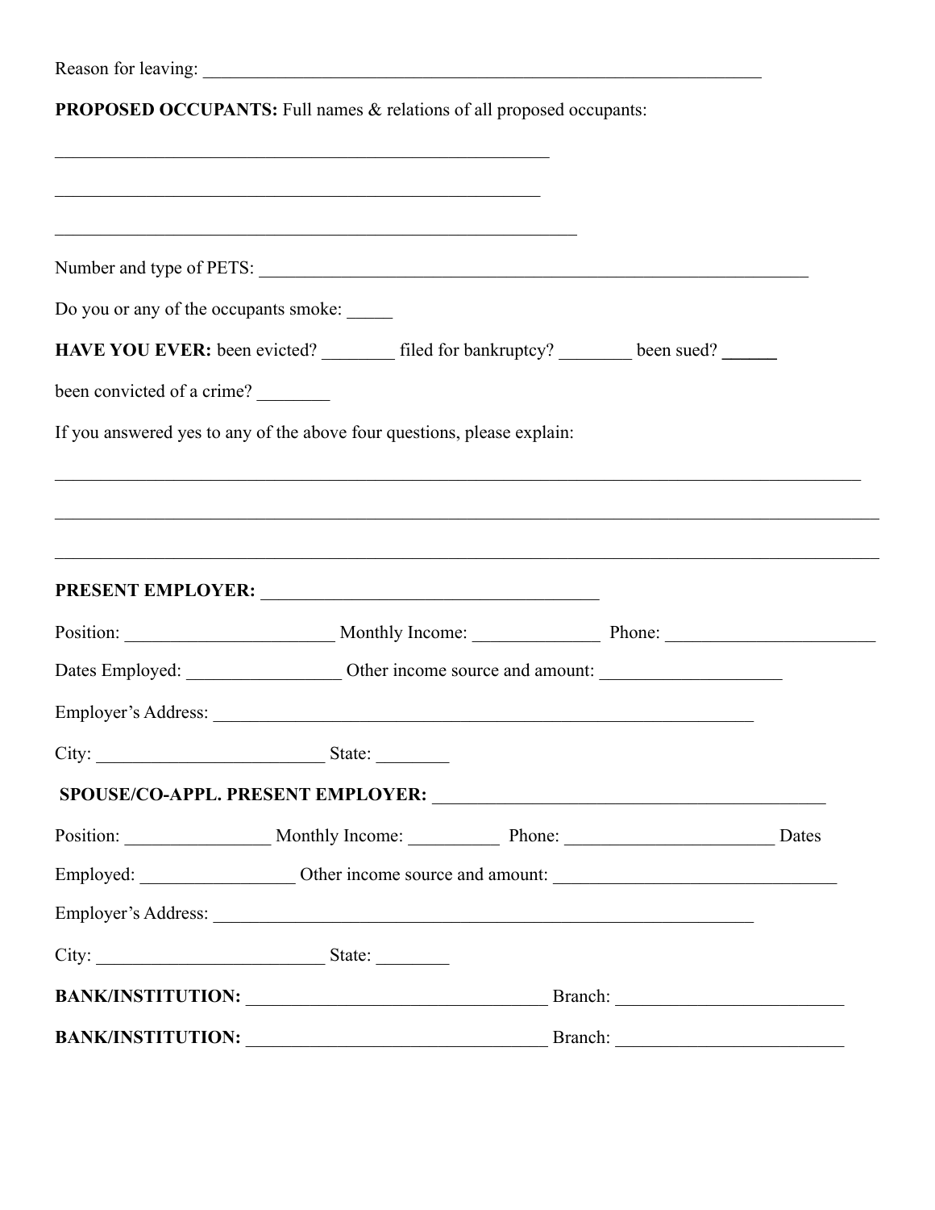Reason for leaving: ______________________________________________________________

**PROPOSED OCCUPANTS:** Full names & relations of all proposed occupants:

_______________________________________________________

_______________________________________________________

_______________________________________________________

Number and type of PETS: _____________________________________________________________

Do you or any of the occupants smoke: _____

**HAVE YOU EVER:** been evicted? ________ filed for bankruptcy? ________ been sued? ______

been convicted of a crime? ________

If you answered yes to any of the above four questions, please explain:

__________________________________________________________________________________________

__________________________________________________________________________________________

__________________________________________________________________________________________

**PRESENT EMPLOYER:** _____________________________________

Position: ______________________ Monthly Income: ______________ Phone: ______________________

Dates Employed: _________________ Other income source and amount: ____________________

Employer's Address: ____________________________________________________________

City: _________________________ State: ________

**SPOUSE/CO-APPL. PRESENT EMPLOYER:** ____________________________________________

Position: ________________ Monthly Income: __________ Phone: _______________________ Dates Employed: _________________ Other income source and amount: _______________________________

Employer's Address: ____________________________________________________________

City: _________________________ State: ________

**BANK/INSTITUTION:** _________________________________ Branch: _________________________

**BANK/INSTITUTION:** _________________________________ Branch: _________________________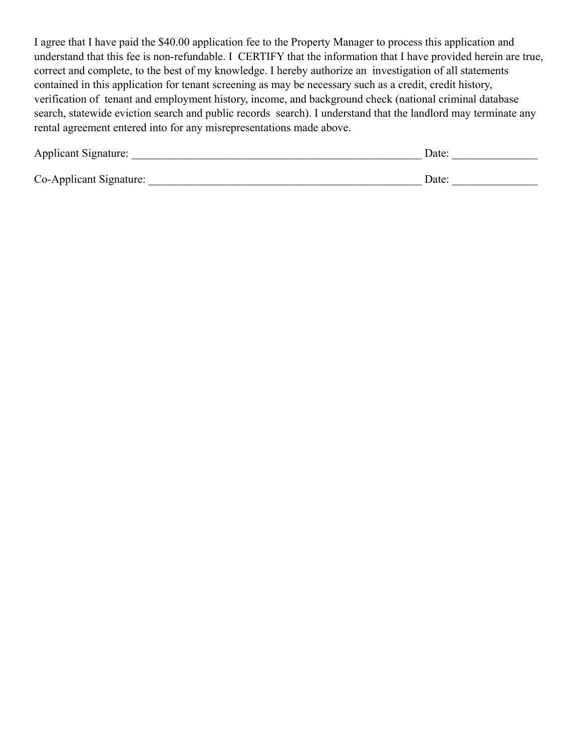I agree that I have paid the $40.00 application fee to the Property Manager to process this application and understand that this fee is non-refundable. I CERTIFY that the information that I have provided herein are true, correct and complete, to the best of my knowledge. I hereby authorize an investigation of all statements contained in this application for tenant screening as may be necessary such as a credit, credit history, verification of tenant and employment history, income, and background check (national criminal database search, statewide eviction search and public records search). I understand that the landlord may terminate any rental agreement entered into for any misrepresentations made above.

Applicant Signature: ____________________________________________________ Date: _______________

Co-Applicant Signature: _________________________________________________ Date: _______________